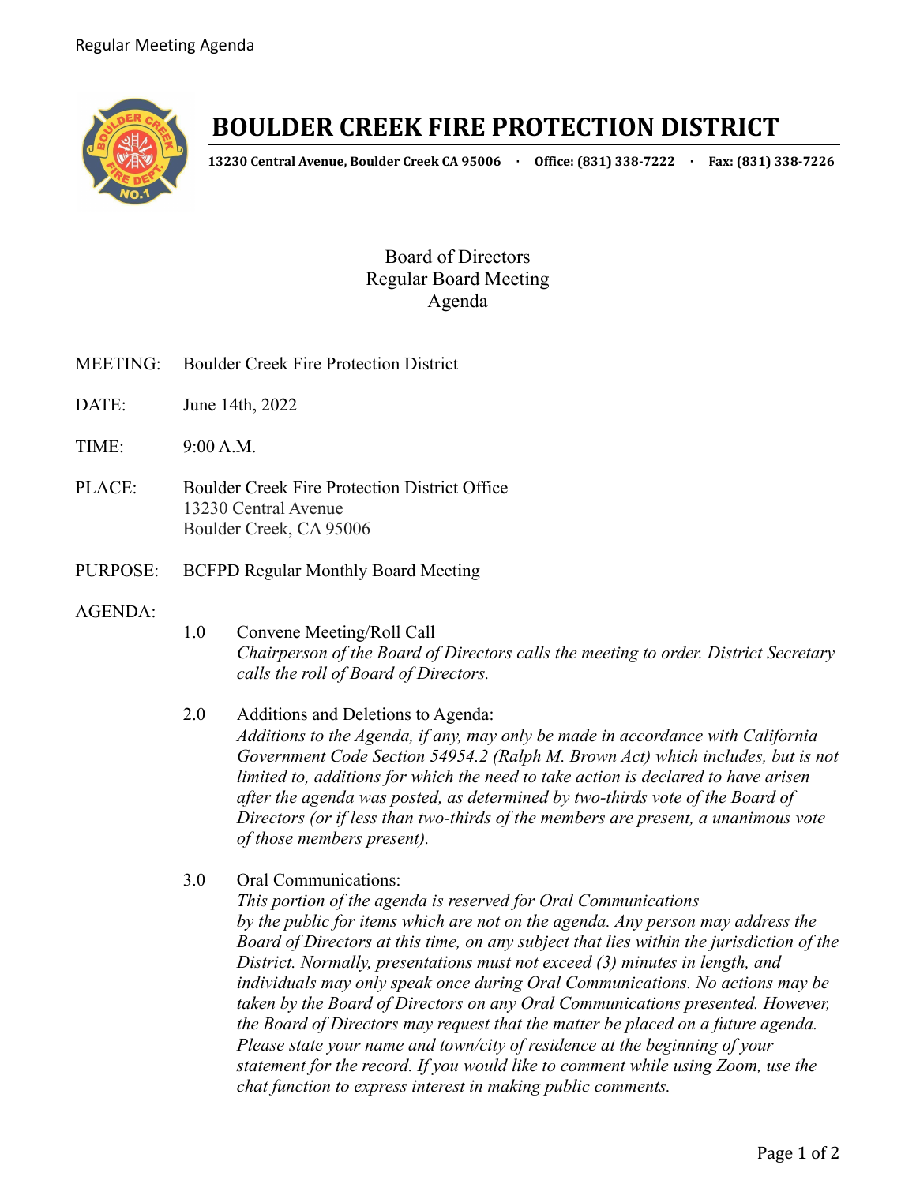# BOUDER CREEK FIRE PROTECTION DISTRICT

**13230 Central Avenue, Boulder Creek CA 95006 · Office: (831) 338-7222 · Fax: (831) 338-7226**

Board of Directors
Regular Board Meeting
Agenda

MEETING: Boulder Creek Fire Protection District

DATE: June 14th, 2022

TIME: 9:00 A.M.

PLACE: Boulder Creek Fire Protection District Office
13230 Central Avenue
Boulder Creek, CA 95006

PURPOSE: BCFPD Regular Monthly Board Meeting

AGENDA:

1.0 Convene Meeting/Roll Call
*Chairperson of the Board of Directors calls the meeting to order. District Secretary calls the roll of Board of Directors.*

2.0 Additions and Deletions to Agenda:
*Additions to the Agenda, if any, may only be made in accordance with California Government Code Section 54954.2 (Ralph M. Brown Act) which includes, but is not limited to, additions for which the need to take action is declared to have arisen after the agenda was posted, as determined by two-thirds vote of the Board of Directors (or if less than two-thirds of the members are present, a unanimous vote of those members present).*

3.0 Oral Communications:
*This portion of the agenda is reserved for Oral Communications by the public for items which are not on the agenda. Any person may address the Board of Directors at this time, on any subject that lies within the jurisdiction of the District. Normally, presentations must not exceed (3) minutes in length, and individuals may only speak once during Oral Communications. No actions may be taken by the Board of Directors on any Oral Communications presented. However, the Board of Directors may request that the matter be placed on a future agenda. Please state your name and town/city of residence at the beginning of your statement for the record. If you would like to comment while using Zoom, use the chat function to express interest in making public comments.*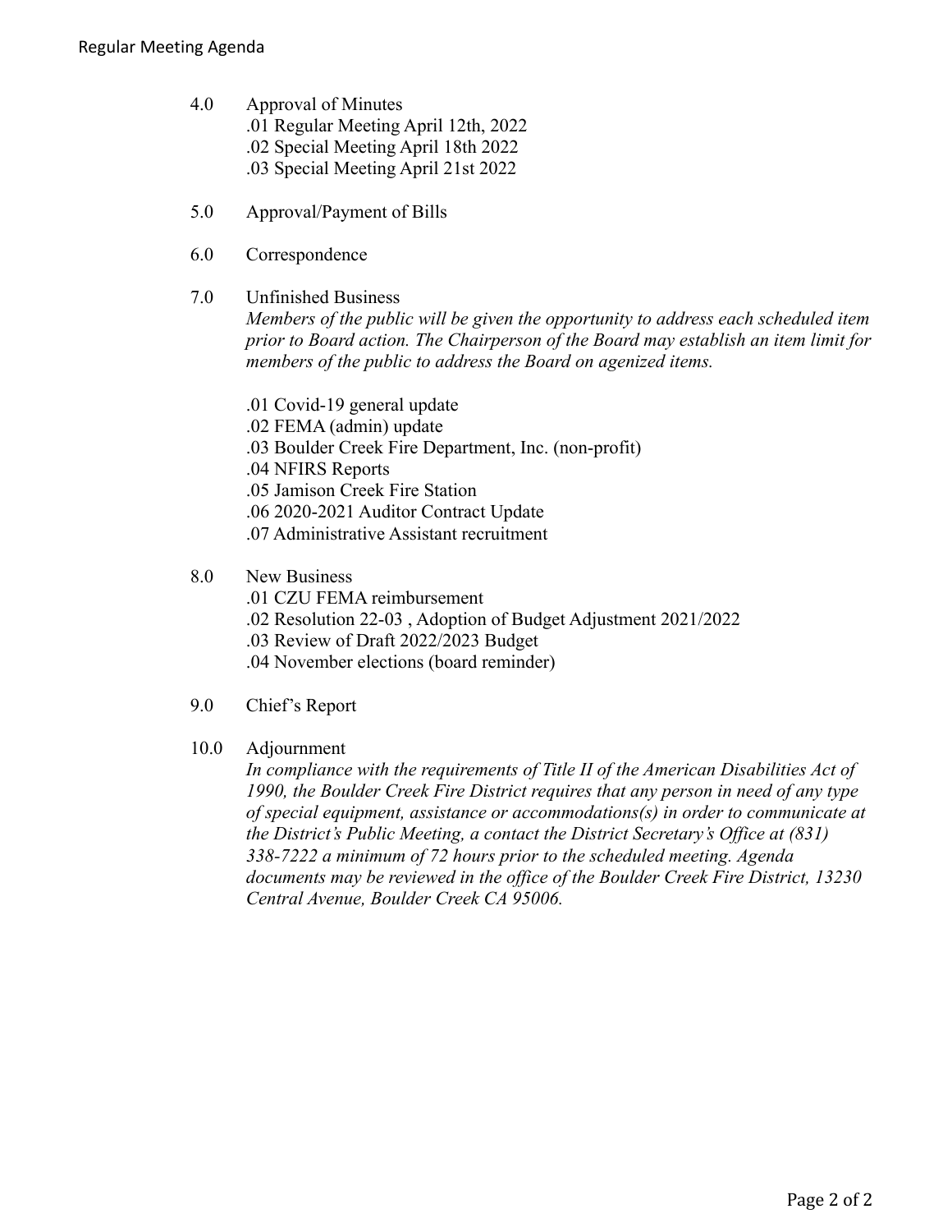4.0 Approval of Minutes
.01 Regular Meeting April 12th, 2022
.02 Special Meeting April 18th 2022
.03 Special Meeting April 21st 2022

5.0 Approval/Payment of Bills

6.0 Correspondence

7.0 Unfinished Business
*Members of the public will be given the opportunity to address each scheduled item prior to Board action. The Chairperson of the Board may establish an item limit for members of the public to address the Board on agenized items.*

.01 Covid-19 general update
.02 FEMA (admin) update
.03 Boulder Creek Fire Department, Inc. (non-profit)
.04 NFIRS Reports
.05 Jamison Creek Fire Station
.06 2020-2021 Auditor Contract Update
.07 Administrative Assistant recruitment

8.0 New Business
.01 CZU FEMA reimbursement
.02 Resolution 22-03 , Adoption of Budget Adjustment 2021/2022
.03 Review of Draft 2022/2023 Budget
.04 November elections (board reminder)

9.0 Chief's Report

10.0 Adjournment
*In compliance with the requirements of Title II of the American Disabilities Act of 1990, the Boulder Creek Fire District requires that any person in need of any type of special equipment, assistance or accommodations(s) in order to communicate at the District's Public Meeting, a contact the District Secretary's Office at (831) 338-7222 a minimum of 72 hours prior to the scheduled meeting. Agenda documents may be reviewed in the office of the Boulder Creek Fire District, 13230 Central Avenue, Boulder Creek CA 95006.*